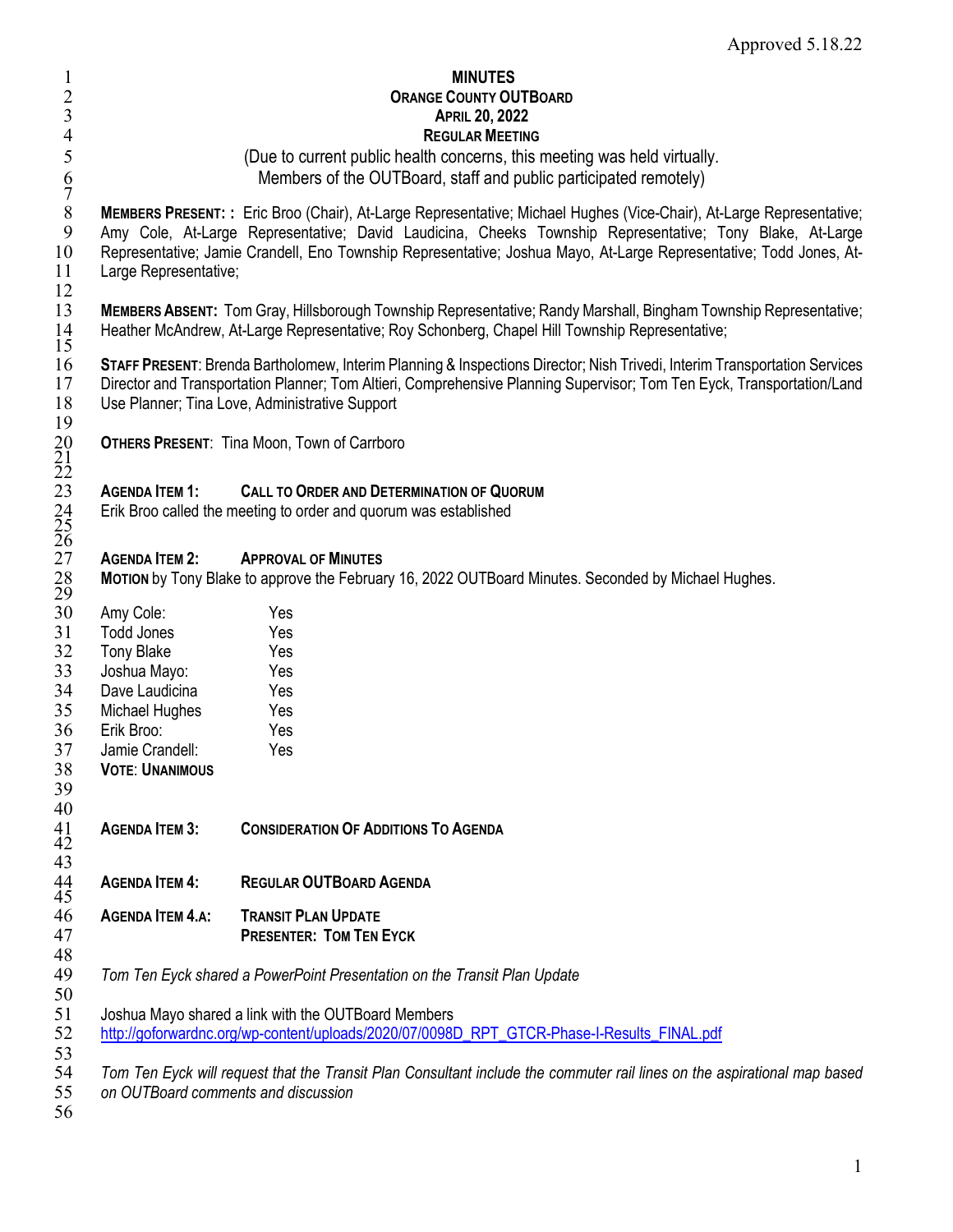Approved 5.18.22

# MINUTES
## ORANGE COUNTY OUTBOARD
## APRIL 20, 2022
## REGULAR MEETING

(Due to current public health concerns, this meeting was held virtually.
Members of the OUTBoard, staff and public participated remotely)

**MEMBERS PRESENT: :** Eric Broo (Chair), At-Large Representative; Michael Hughes (Vice-Chair), At-Large Representative; Amy Cole, At-Large Representative; David Laudicina, Cheeks Township Representative; Tony Blake, At-Large Representative; Jamie Crandell, Eno Township Representative; Joshua Mayo, At-Large Representative; Todd Jones, At-Large Representative;

**MEMBERS ABSENT:** Tom Gray, Hillsborough Township Representative; Randy Marshall, Bingham Township Representative; Heather McAndrew, At-Large Representative; Roy Schonberg, Chapel Hill Township Representative;

**STAFF PRESENT**: Brenda Bartholomew, Interim Planning & Inspections Director; Nish Trivedi, Interim Transportation Services Director and Transportation Planner; Tom Altieri, Comprehensive Planning Supervisor; Tom Ten Eyck, Transportation/Land Use Planner; Tina Love, Administrative Support

**OTHERS PRESENT**: Tina Moon, Town of Carrboro

**AGENDA ITEM 1: CALL TO ORDER AND DETERMINATION OF QUORUM**
Erik Broo called the meeting to order and quorum was established

**AGENDA ITEM 2: APPROVAL OF MINUTES**
**MOTION** by Tony Blake to approve the February 16, 2022 OUTBoard Minutes. Seconded by Michael Hughes.

| | |
|---|---|
| Amy Cole: | Yes |
| Todd Jones | Yes |
| Tony Blake | Yes |
| Joshua Mayo: | Yes |
| Dave Laudicina | Yes |
| Michael Hughes | Yes |
| Erik Broo: | Yes |
| Jamie Crandell: | Yes |

**VOTE**: **UNANIMOUS**

**AGENDA ITEM 3: CONSIDERATION OF ADDITIONS TO AGENDA**

**AGENDA ITEM 4: REGULAR OUTBOARD AGENDA**

**AGENDA ITEM 4.A: TRANSIT PLAN UPDATE**
**PRESENTER: TOM TEN EYCK**

*Tom Ten Eyck shared a PowerPoint Presentation on the Transit Plan Update*

Joshua Mayo shared a link with the OUTBoard Members
http://goforwardnc.org/wp-content/uploads/2020/07/0098D_RPT_GTCR-Phase-I-Results_FINAL.pdf

*Tom Ten Eyck will request that the Transit Plan Consultant include the commuter rail lines on the aspirational map based on OUTBoard comments and discussion*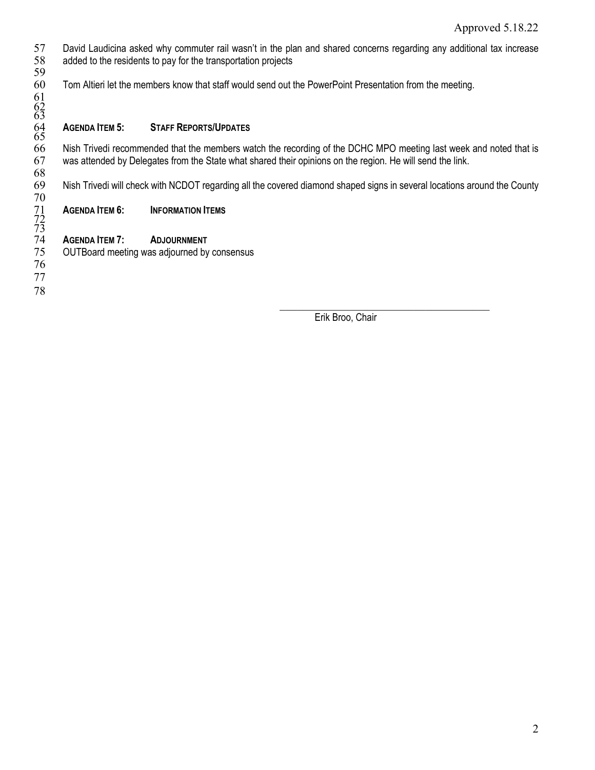Approved 5.18.22

David Laudicina asked why commuter rail wasn't in the plan and shared concerns regarding any additional tax increase added to the residents to pay for the transportation projects

Tom Altieri let the members know that staff would send out the PowerPoint Presentation from the meeting.

**AGENDA ITEM 5: STAFF REPORTS/UPDATES**

Nish Trivedi recommended that the members watch the recording of the DCHC MPO meeting last week and noted that is was attended by Delegates from the State what shared their opinions on the region. He will send the link.

Nish Trivedi will check with NCDOT regarding all the covered diamond shaped signs in several locations around the County

**AGENDA ITEM 6: INFORMATION ITEMS**

**AGENDA ITEM 7: ADJOURNMENT**

OUTBoard meeting was adjourned by consensus

\_\_\_\_\_\_\_\_\_\_\_\_\_\_\_\_\_\_\_\_\_\_\_\_\_\_\_\_\_\_\_\_\_\_\_\_\_\_\_\_\_\_\_\_

Erik Broo, Chair